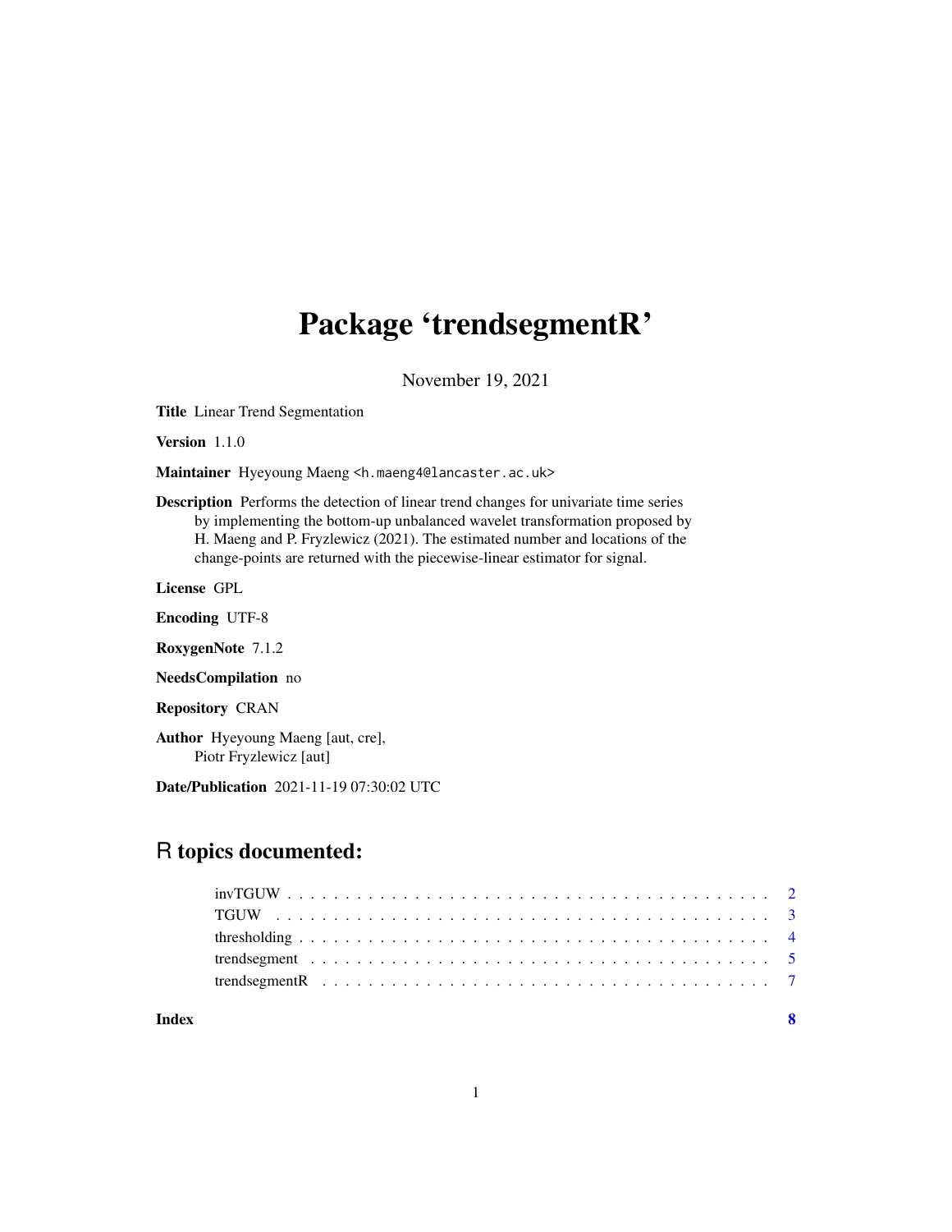# Package 'trendsegmentR'

November 19, 2021

**Title** Linear Trend Segmentation

**Version** 1.1.0

**Maintainer** Hyeyoung Maeng <h.maeng4@lancaster.ac.uk>

**Description** Performs the detection of linear trend changes for univariate time series by implementing the bottom-up unbalanced wavelet transformation proposed by H. Maeng and P. Fryzlewicz (2021). The estimated number and locations of the change-points are returned with the piecewise-linear estimator for signal.

**License** GPL

**Encoding** UTF-8

**RoxygenNote** 7.1.2

**NeedsCompilation** no

**Repository** CRAN

**Author** Hyeyoung Maeng [aut, cre], Piotr Fryzlewicz [aut]

**Date/Publication** 2021-11-19 07:30:02 UTC

## R topics documented:

| | |
|---|---|
| invTGUW | 2 |
| TGUW | 3 |
| thresholding | 4 |
| trendsegment | 5 |
| trendsegmentR | 7 |
| **Index** | **8** |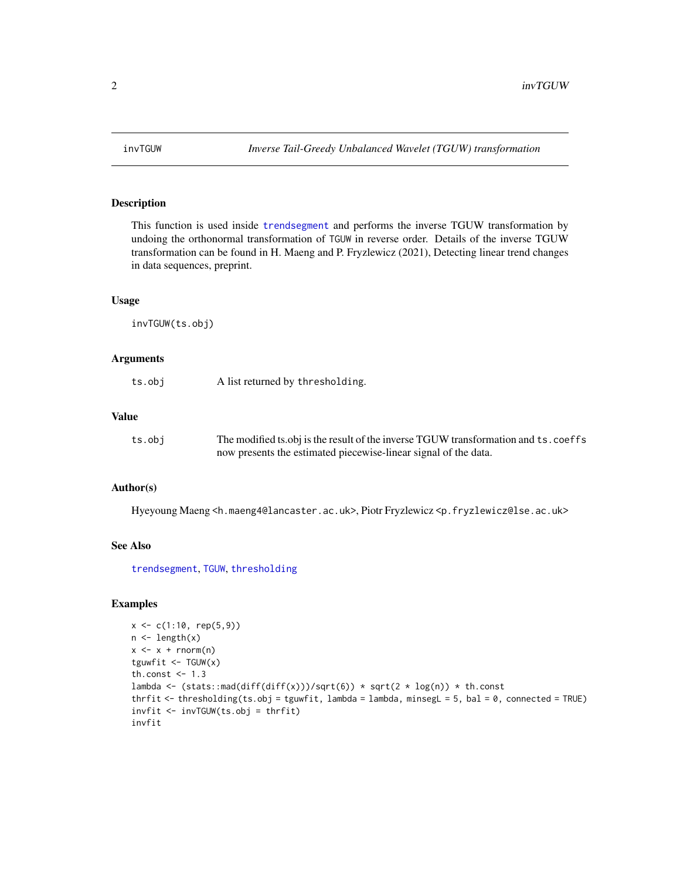# invTGUW — *Inverse Tail-Greedy Unbalanced Wavelet (TGUW) transformation*

## Description

This function is used inside trendsegment and performs the inverse TGUW transformation by undoing the orthonormal transformation of TGUW in reverse order. Details of the inverse TGUW transformation can be found in H. Maeng and P. Fryzlewicz (2021), Detecting linear trend changes in data sequences, preprint.

## Usage

```
invTGUW(ts.obj)
```

## Arguments

| | |
|---|---|
| ts.obj | A list returned by thresholding. |

## Value

| | |
|---|---|
| ts.obj | The modified ts.obj is the result of the inverse TGUW transformation and ts.coeffs now presents the estimated piecewise-linear signal of the data. |

## Author(s)

Hyeyoung Maeng <h.maeng4@lancaster.ac.uk>, Piotr Fryzlewicz <p.fryzlewicz@lse.ac.uk>

## See Also

trendsegment, TGUW, thresholding

## Examples

```
x <- c(1:10, rep(5,9))
n <- length(x)
x <- x + rnorm(n)
tguwfit <- TGUW(x)
th.const <- 1.3
lambda <- (stats::mad(diff(diff(x)))/sqrt(6)) * sqrt(2 * log(n)) * th.const
thrfit <- thresholding(ts.obj = tguwfit, lambda = lambda, minsegL = 5, bal = 0, connected = TRUE)
invfit <- invTGUW(ts.obj = thrfit)
invfit
```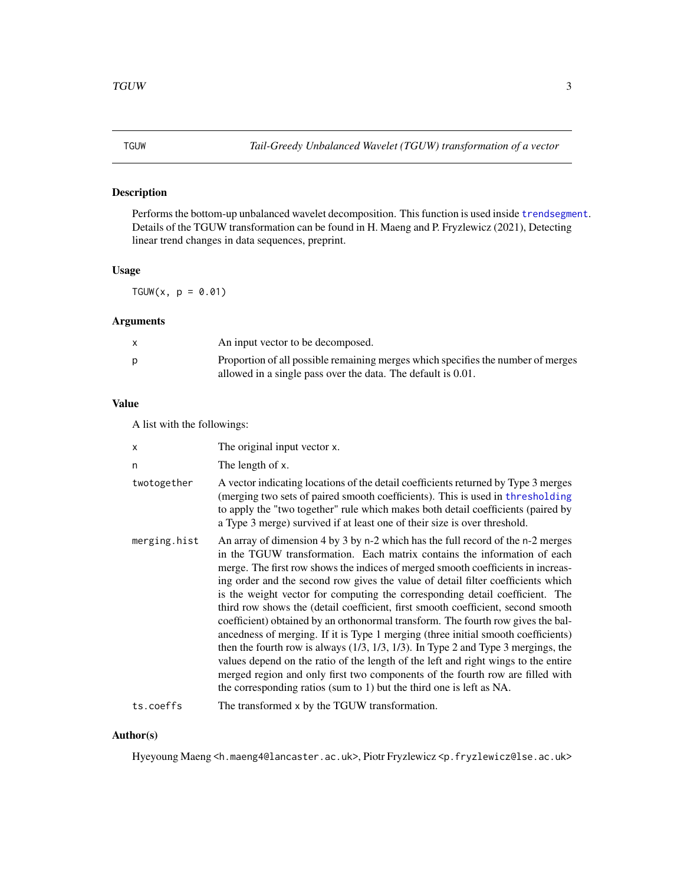# TGUW — *Tail-Greedy Unbalanced Wavelet (TGUW) transformation of a vector*

## Description

Performs the bottom-up unbalanced wavelet decomposition. This function is used inside trendsegment. Details of the TGUW transformation can be found in H. Maeng and P. Fryzlewicz (2021), Detecting linear trend changes in data sequences, preprint.

## Usage

```
TGUW(x, p = 0.01)
```

## Arguments

| | |
|---|---|
| x | An input vector to be decomposed. |
| p | Proportion of all possible remaining merges which specifies the number of merges allowed in a single pass over the data. The default is 0.01. |

## Value

A list with the followings:

| | |
|---|---|
| x | The original input vector x. |
| n | The length of x. |
| twotogether | A vector indicating locations of the detail coefficients returned by Type 3 merges (merging two sets of paired smooth coefficients). This is used in thresholding to apply the "two together" rule which makes both detail coefficients (paired by a Type 3 merge) survived if at least one of their size is over threshold. |
| merging.hist | An array of dimension 4 by 3 by n-2 which has the full record of the n-2 merges in the TGUW transformation. Each matrix contains the information of each merge. The first row shows the indices of merged smooth coefficients in increasing order and the second row gives the value of detail filter coefficients which is the weight vector for computing the corresponding detail coefficient. The third row shows the (detail coefficient, first smooth coefficient, second smooth coefficient) obtained by an orthonormal transform. The fourth row gives the balancedness of merging. If it is Type 1 merging (three initial smooth coefficients) then the fourth row is always (1/3, 1/3, 1/3). In Type 2 and Type 3 mergings, the values depend on the ratio of the length of the left and right wings to the entire merged region and only first two components of the fourth row are filled with the corresponding ratios (sum to 1) but the third one is left as NA. |
| ts.coeffs | The transformed x by the TGUW transformation. |

## Author(s)

Hyeyoung Maeng <h.maeng4@lancaster.ac.uk>, Piotr Fryzlewicz <p.fryzlewicz@lse.ac.uk>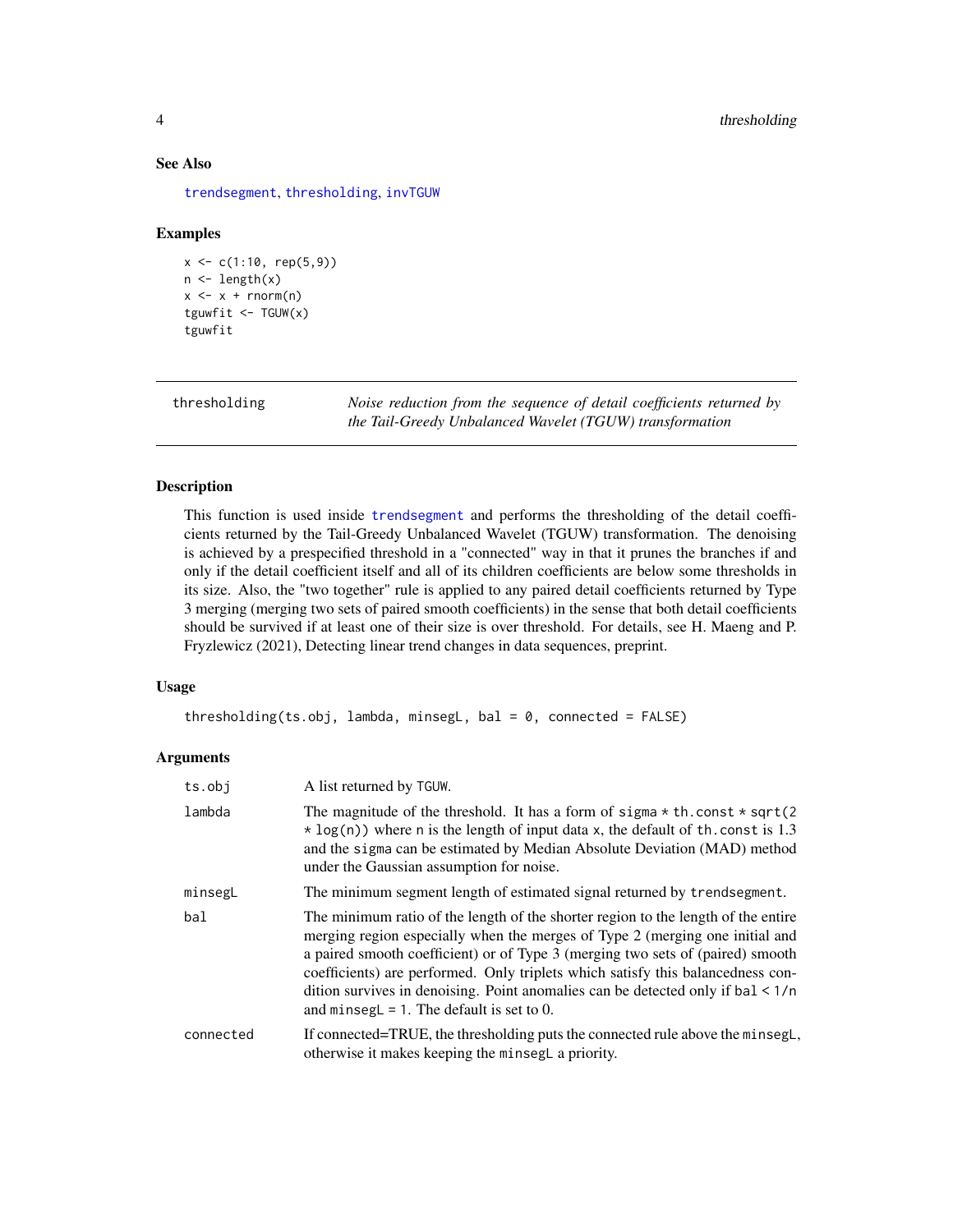### See Also

trendsegment, thresholding, invTGUW

### Examples

```
x <- c(1:10, rep(5,9))
n <- length(x)
x <- x + rnorm(n)
tguwfit <- TGUW(x)
tguwfit
```

---

## thresholding — *Noise reduction from the sequence of detail coefficients returned by the Tail-Greedy Unbalanced Wavelet (TGUW) transformation*

### Description

This function is used inside trendsegment and performs the thresholding of the detail coefficients returned by the Tail-Greedy Unbalanced Wavelet (TGUW) transformation. The denoising is achieved by a prespecified threshold in a "connected" way in that it prunes the branches if and only if the detail coefficient itself and all of its children coefficients are below some thresholds in its size. Also, the "two together" rule is applied to any paired detail coefficients returned by Type 3 merging (merging two sets of paired smooth coefficients) in the sense that both detail coefficients should be survived if at least one of their size is over threshold. For details, see H. Maeng and P. Fryzlewicz (2021), Detecting linear trend changes in data sequences, preprint.

### Usage

```
thresholding(ts.obj, lambda, minsegL, bal = 0, connected = FALSE)
```

### Arguments

| | |
|---|---|
| ts.obj | A list returned by TGUW. |
| lambda | The magnitude of the threshold. It has a form of sigma * th.const * sqrt(2 * log(n)) where n is the length of input data x, the default of th.const is 1.3 and the sigma can be estimated by Median Absolute Deviation (MAD) method under the Gaussian assumption for noise. |
| minsegL | The minimum segment length of estimated signal returned by trendsegment. |
| bal | The minimum ratio of the length of the shorter region to the length of the entire merging region especially when the merges of Type 2 (merging one initial and a paired smooth coefficient) or of Type 3 (merging two sets of (paired) smooth coefficients) are performed. Only triplets which satisfy this balancedness condition survives in denoising. Point anomalies can be detected only if bal < 1/n and minsegL = 1. The default is set to 0. |
| connected | If connected=TRUE, the thresholding puts the connected rule above the minsegL, otherwise it makes keeping the minsegL a priority. |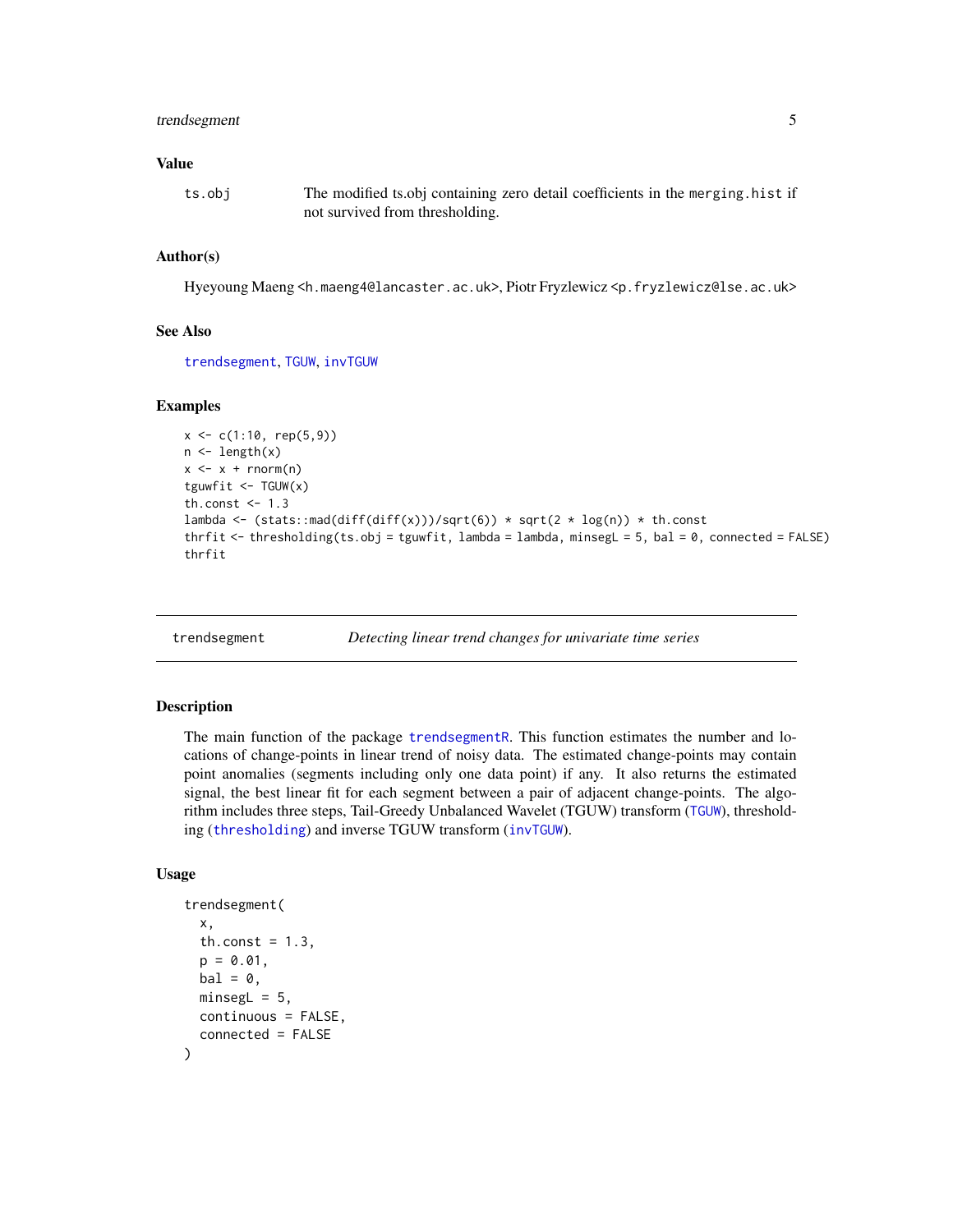### Value

ts.obj — The modified ts.obj containing zero detail coefficients in the `merging.hist` if not survived from thresholding.

### Author(s)

Hyeyoung Maeng <h.maeng4@lancaster.ac.uk>, Piotr Fryzlewicz <p.fryzlewicz@lse.ac.uk>

### See Also

trendsegment, TGUW, invTGUW

### Examples

```
x <- c(1:10, rep(5,9))
n <- length(x)
x <- x + rnorm(n)
tguwfit <- TGUW(x)
th.const <- 1.3
lambda <- (stats::mad(diff(diff(x)))/sqrt(6)) * sqrt(2 * log(n)) * th.const
thrfit <- thresholding(ts.obj = tguwfit, lambda = lambda, minsegL = 5, bal = 0, connected = FALSE)
thrfit
```

---

## trendsegment — *Detecting linear trend changes for univariate time series*

### Description

The main function of the package trendsegmentR. This function estimates the number and locations of change-points in linear trend of noisy data. The estimated change-points may contain point anomalies (segments including only one data point) if any. It also returns the estimated signal, the best linear fit for each segment between a pair of adjacent change-points. The algorithm includes three steps, Tail-Greedy Unbalanced Wavelet (TGUW) transform (TGUW), thresholding (thresholding) and inverse TGUW transform (invTGUW).

### Usage

```
trendsegment(
  x,
  th.const = 1.3,
  p = 0.01,
  bal = 0,
  minsegL = 5,
  continuous = FALSE,
  connected = FALSE
)
```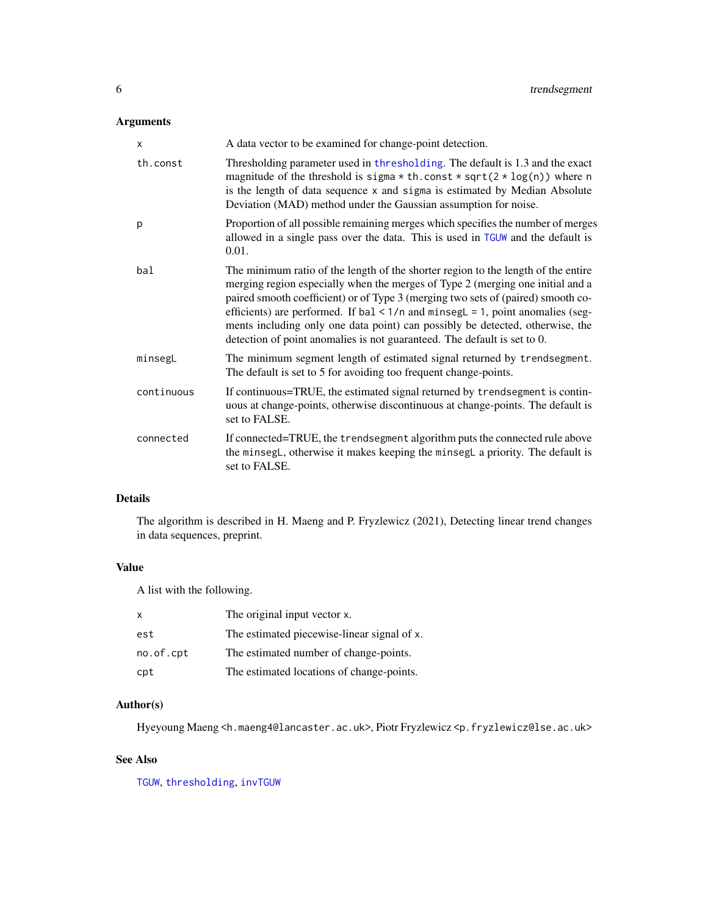## Arguments

| | |
|---|---|
| `x` | A data vector to be examined for change-point detection. |
| `th.const` | Thresholding parameter used in `thresholding`. The default is 1.3 and the exact magnitude of the threshold is `sigma * th.const * sqrt(2 * log(n))` where `n` is the length of data sequence `x` and `sigma` is estimated by Median Absolute Deviation (MAD) method under the Gaussian assumption for noise. |
| `p` | Proportion of all possible remaining merges which specifies the number of merges allowed in a single pass over the data. This is used in `TGUW` and the default is 0.01. |
| `bal` | The minimum ratio of the length of the shorter region to the length of the entire merging region especially when the merges of Type 2 (merging one initial and a paired smooth coefficient) or of Type 3 (merging two sets of (paired) smooth coefficients) are performed. If `bal < 1/n` and `minsegL = 1`, point anomalies (segments including only one data point) can possibly be detected, otherwise, the detection of point anomalies is not guaranteed. The default is set to 0. |
| `minsegL` | The minimum segment length of estimated signal returned by `trendsegment`. The default is set to 5 for avoiding too frequent change-points. |
| `continuous` | If continuous=TRUE, the estimated signal returned by `trendsegment` is continuous at change-points, otherwise discontinuous at change-points. The default is set to FALSE. |
| `connected` | If connected=TRUE, the `trendsegment` algorithm puts the connected rule above the `minsegL`, otherwise it makes keeping the `minsegL` a priority. The default is set to FALSE. |

## Details

The algorithm is described in H. Maeng and P. Fryzlewicz (2021), Detecting linear trend changes in data sequences, preprint.

## Value

A list with the following.

| | |
|---|---|
| `x` | The original input vector `x`. |
| `est` | The estimated piecewise-linear signal of `x`. |
| `no.of.cpt` | The estimated number of change-points. |
| `cpt` | The estimated locations of change-points. |

## Author(s)

Hyeyoung Maeng <h.maeng4@lancaster.ac.uk>, Piotr Fryzlewicz <p.fryzlewicz@lse.ac.uk>

## See Also

`TGUW`, `thresholding`, `invTGUW`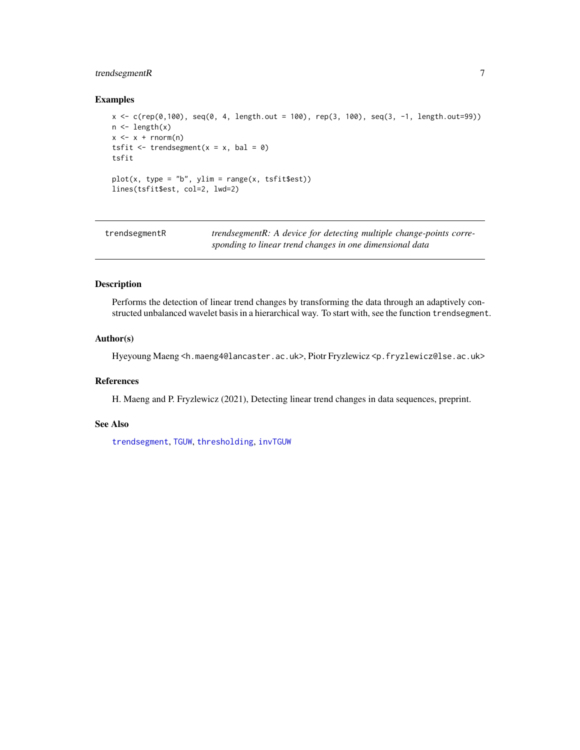### Examples

```
x <- c(rep(0,100), seq(0, 4, length.out = 100), rep(3, 100), seq(3, -1, length.out=99))
n <- length(x)
x <- x + rnorm(n)
tsfit <- trendsegment(x = x, bal = 0)
tsfit

plot(x, type = "b", ylim = range(x, tsfit$est))
lines(tsfit$est, col=2, lwd=2)
```

---

## trendsegmentR — *trendsegmentR: A device for detecting multiple change-points corresponding to linear trend changes in one dimensional data*

---

### Description

Performs the detection of linear trend changes by transforming the data through an adaptively constructed unbalanced wavelet basis in a hierarchical way. To start with, see the function `trendsegment`.

### Author(s)

Hyeyoung Maeng <h.maeng4@lancaster.ac.uk>, Piotr Fryzlewicz <p.fryzlewicz@lse.ac.uk>

### References

H. Maeng and P. Fryzlewicz (2021), Detecting linear trend changes in data sequences, preprint.

### See Also

`trendsegment`, `TGUW`, `thresholding`, `invTGUW`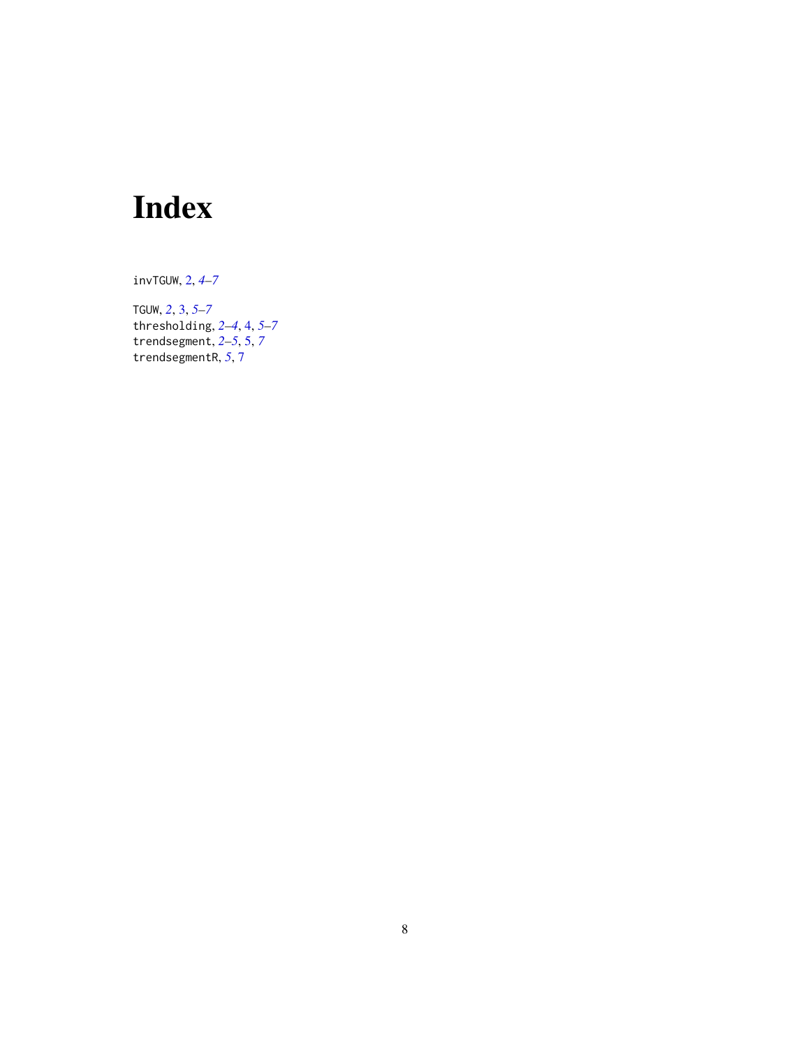# Index

invTGUW, 2, *4–7*

TGUW, *2*, 3, *5–7*
thresholding, *2–4*, 4, *5–7*
trendsegment, *2–5*, 5, *7*
trendsegmentR, *5*, 7